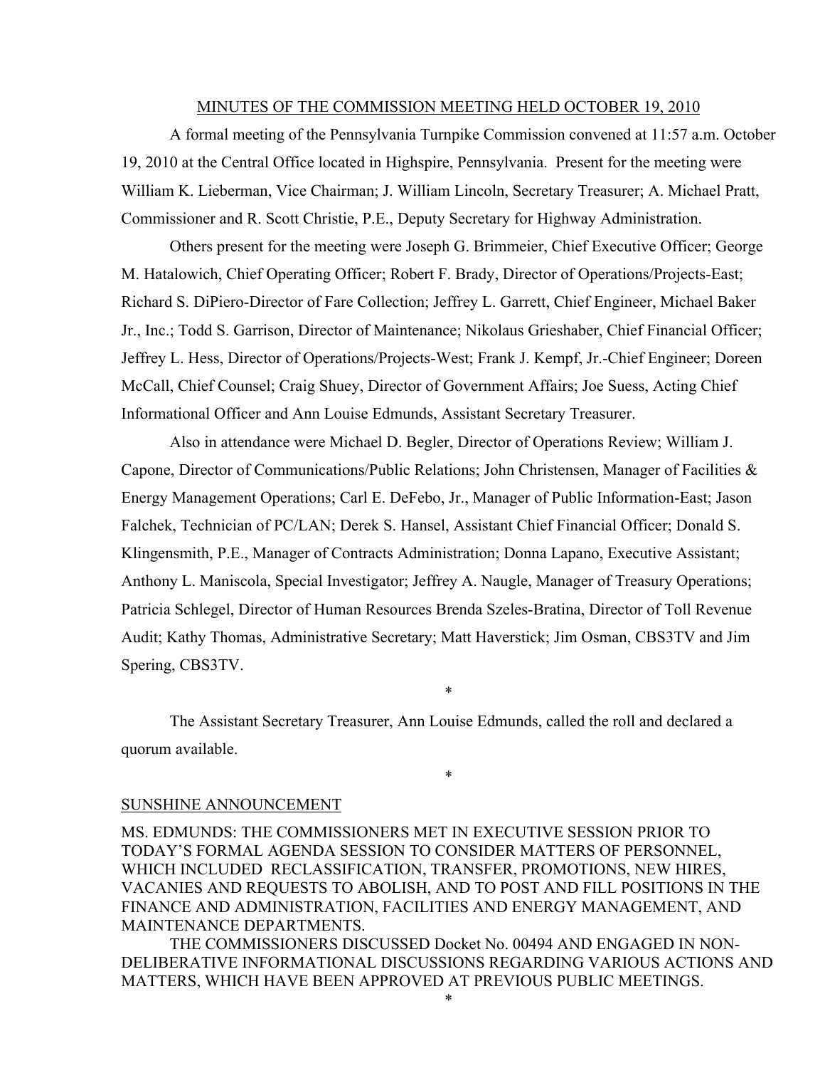<u>MINUTES OF THE COMMISSION MEETING HELD OCTOBER 19, 2010</u>

A formal meeting of the Pennsylvania Turnpike Commission convened at 11:57 a.m. October 19, 2010 at the Central Office located in Highspire, Pennsylvania. Present for the meeting were William K. Lieberman, Vice Chairman; J. William Lincoln, Secretary Treasurer; A. Michael Pratt, Commissioner and R. Scott Christie, P.E., Deputy Secretary for Highway Administration.

Others present for the meeting were Joseph G. Brimmeier, Chief Executive Officer; George M. Hatalowich, Chief Operating Officer; Robert F. Brady, Director of Operations/Projects-East; Richard S. DiPiero-Director of Fare Collection; Jeffrey L. Garrett, Chief Engineer, Michael Baker Jr., Inc.; Todd S. Garrison, Director of Maintenance; Nikolaus Grieshaber, Chief Financial Officer; Jeffrey L. Hess, Director of Operations/Projects-West; Frank J. Kempf, Jr.-Chief Engineer; Doreen McCall, Chief Counsel; Craig Shuey, Director of Government Affairs; Joe Suess, Acting Chief Informational Officer and Ann Louise Edmunds, Assistant Secretary Treasurer.

Also in attendance were Michael D. Begler, Director of Operations Review; William J. Capone, Director of Communications/Public Relations; John Christensen, Manager of Facilities & Energy Management Operations; Carl E. DeFebo, Jr., Manager of Public Information-East; Jason Falchek, Technician of PC/LAN; Derek S. Hansel, Assistant Chief Financial Officer; Donald S. Klingensmith, P.E., Manager of Contracts Administration; Donna Lapano, Executive Assistant; Anthony L. Maniscola, Special Investigator; Jeffrey A. Naugle, Manager of Treasury Operations; Patricia Schlegel, Director of Human Resources Brenda Szeles-Bratina, Director of Toll Revenue Audit; Kathy Thomas, Administrative Secretary; Matt Haverstick; Jim Osman, CBS3TV and Jim Spering, CBS3TV.

*

The Assistant Secretary Treasurer, Ann Louise Edmunds, called the roll and declared a quorum available.

*

<u>SUNSHINE ANNOUNCEMENT</u>

MS. EDMUNDS: THE COMMISSIONERS MET IN EXECUTIVE SESSION PRIOR TO TODAY'S FORMAL AGENDA SESSION TO CONSIDER MATTERS OF PERSONNEL, WHICH INCLUDED RECLASSIFICATION, TRANSFER, PROMOTIONS, NEW HIRES, VACANIES AND REQUESTS TO ABOLISH, AND TO POST AND FILL POSITIONS IN THE FINANCE AND ADMINISTRATION, FACILITIES AND ENERGY MANAGEMENT, AND MAINTENANCE DEPARTMENTS.

THE COMMISSIONERS DISCUSSED Docket No. 00494 AND ENGAGED IN NON-DELIBERATIVE INFORMATIONAL DISCUSSIONS REGARDING VARIOUS ACTIONS AND MATTERS, WHICH HAVE BEEN APPROVED AT PREVIOUS PUBLIC MEETINGS.

*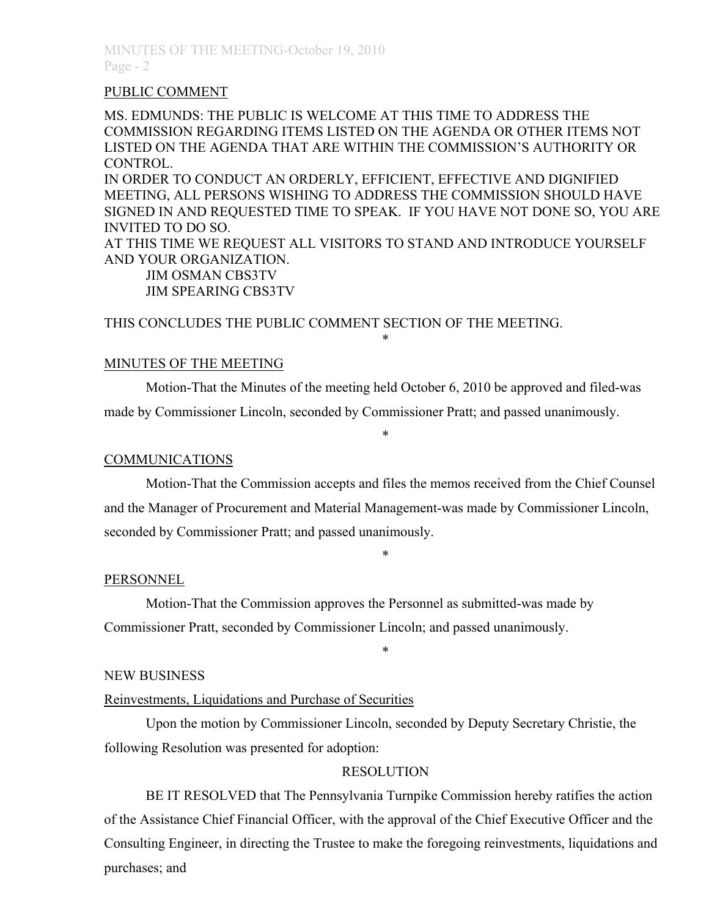PUBLIC COMMENT

MS. EDMUNDS: THE PUBLIC IS WELCOME AT THIS TIME TO ADDRESS THE COMMISSION REGARDING ITEMS LISTED ON THE AGENDA OR OTHER ITEMS NOT LISTED ON THE AGENDA THAT ARE WITHIN THE COMMISSION'S AUTHORITY OR CONTROL.

IN ORDER TO CONDUCT AN ORDERLY, EFFICIENT, EFFECTIVE AND DIGNIFIED MEETING, ALL PERSONS WISHING TO ADDRESS THE COMMISSION SHOULD HAVE SIGNED IN AND REQUESTED TIME TO SPEAK. IF YOU HAVE NOT DONE SO, YOU ARE INVITED TO DO SO.

AT THIS TIME WE REQUEST ALL VISITORS TO STAND AND INTRODUCE YOURSELF AND YOUR ORGANIZATION.

JIM OSMAN CBS3TV
JIM SPEARING CBS3TV

THIS CONCLUDES THE PUBLIC COMMENT SECTION OF THE MEETING.

*

MINUTES OF THE MEETING

Motion-That the Minutes of the meeting held October 6, 2010 be approved and filed-was made by Commissioner Lincoln, seconded by Commissioner Pratt; and passed unanimously.

*

COMMUNICATIONS

Motion-That the Commission accepts and files the memos received from the Chief Counsel and the Manager of Procurement and Material Management-was made by Commissioner Lincoln, seconded by Commissioner Pratt; and passed unanimously.

*

PERSONNEL

Motion-That the Commission approves the Personnel as submitted-was made by Commissioner Pratt, seconded by Commissioner Lincoln; and passed unanimously.

*

NEW BUSINESS

Reinvestments, Liquidations and Purchase of Securities

Upon the motion by Commissioner Lincoln, seconded by Deputy Secretary Christie, the following Resolution was presented for adoption:

RESOLUTION

BE IT RESOLVED that The Pennsylvania Turnpike Commission hereby ratifies the action of the Assistance Chief Financial Officer, with the approval of the Chief Executive Officer and the Consulting Engineer, in directing the Trustee to make the foregoing reinvestments, liquidations and purchases; and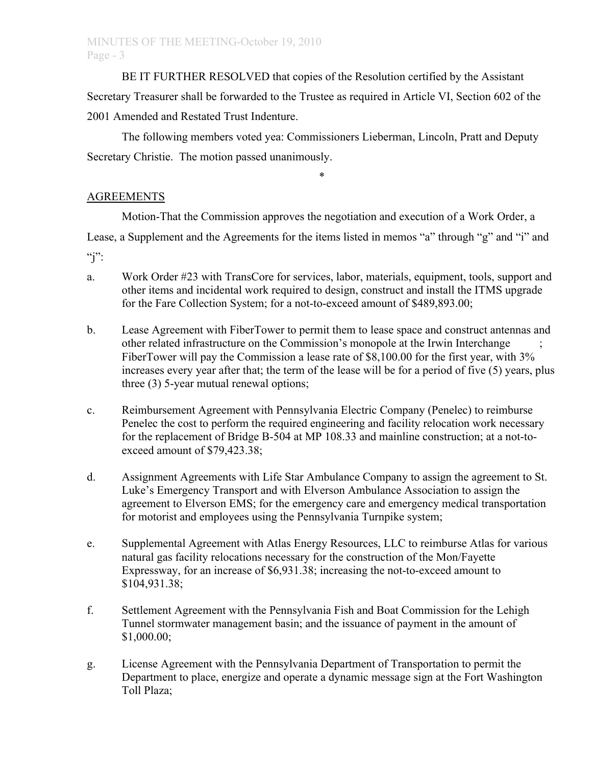BE IT FURTHER RESOLVED that copies of the Resolution certified by the Assistant Secretary Treasurer shall be forwarded to the Trustee as required in Article VI, Section 602 of the 2001 Amended and Restated Trust Indenture.

The following members voted yea: Commissioners Lieberman, Lincoln, Pratt and Deputy Secretary Christie. The motion passed unanimously.

*

## AGREEMENTS

Motion-That the Commission approves the negotiation and execution of a Work Order, a Lease, a Supplement and the Agreements for the items listed in memos "a" through "g" and "i" and "j":

a. Work Order #23 with TransCore for services, labor, materials, equipment, tools, support and other items and incidental work required to design, construct and install the ITMS upgrade for the Fare Collection System; for a not-to-exceed amount of $489,893.00;

b. Lease Agreement with FiberTower to permit them to lease space and construct antennas and other related infrastructure on the Commission's monopole at the Irwin Interchange ; FiberTower will pay the Commission a lease rate of $8,100.00 for the first year, with 3% increases every year after that; the term of the lease will be for a period of five (5) years, plus three (3) 5-year mutual renewal options;

c. Reimbursement Agreement with Pennsylvania Electric Company (Penelec) to reimburse Penelec the cost to perform the required engineering and facility relocation work necessary for the replacement of Bridge B-504 at MP 108.33 and mainline construction; at a not-to-exceed amount of $79,423.38;

d. Assignment Agreements with Life Star Ambulance Company to assign the agreement to St. Luke's Emergency Transport and with Elverson Ambulance Association to assign the agreement to Elverson EMS; for the emergency care and emergency medical transportation for motorist and employees using the Pennsylvania Turnpike system;

e. Supplemental Agreement with Atlas Energy Resources, LLC to reimburse Atlas for various natural gas facility relocations necessary for the construction of the Mon/Fayette Expressway, for an increase of $6,931.38; increasing the not-to-exceed amount to $104,931.38;

f. Settlement Agreement with the Pennsylvania Fish and Boat Commission for the Lehigh Tunnel stormwater management basin; and the issuance of payment in the amount of $1,000.00;

g. License Agreement with the Pennsylvania Department of Transportation to permit the Department to place, energize and operate a dynamic message sign at the Fort Washington Toll Plaza;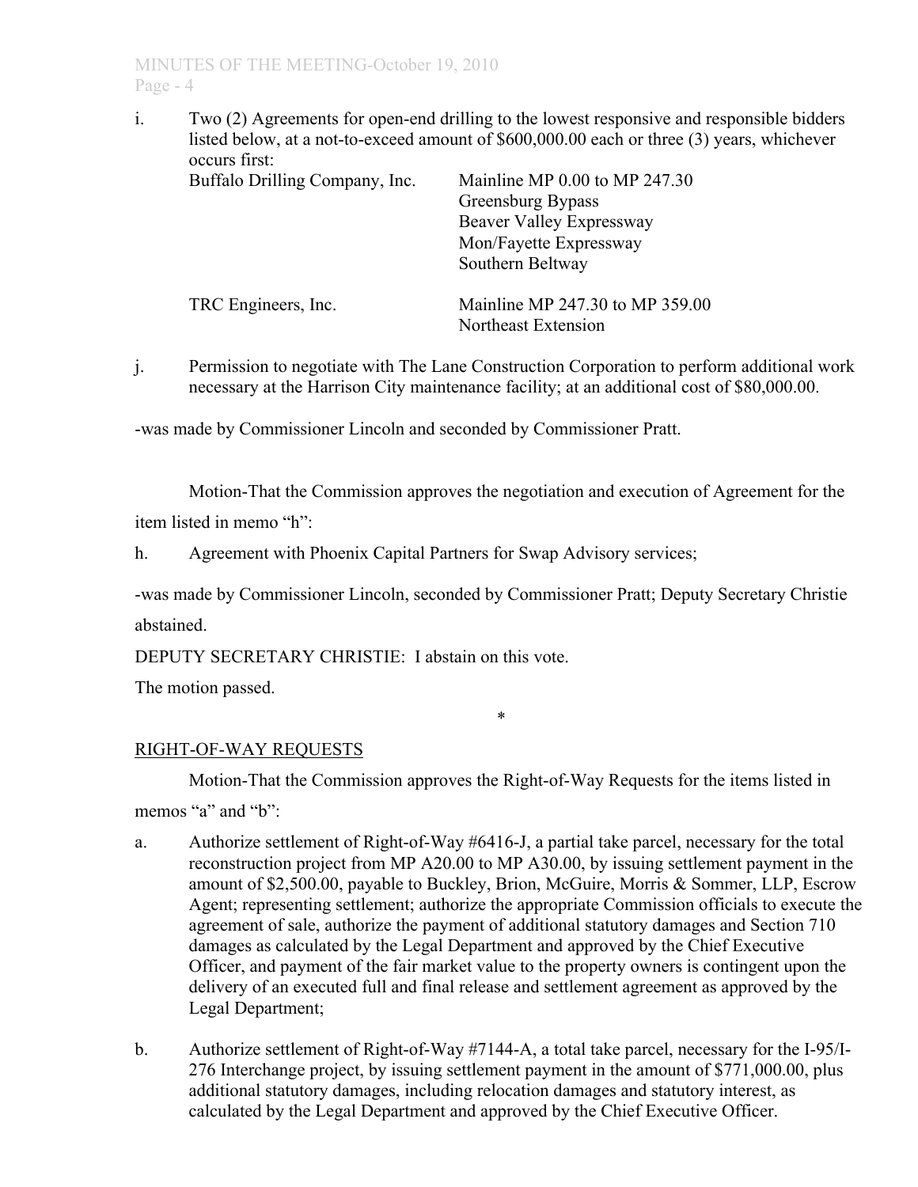i. Two (2) Agreements for open-end drilling to the lowest responsive and responsible bidders listed below, at a not-to-exceed amount of $600,000.00 each or three (3) years, whichever occurs first:

| | |
|---|---|
| Buffalo Drilling Company, Inc. | Mainline MP 0.00 to MP 247.30<br>Greensburg Bypass<br>Beaver Valley Expressway<br>Mon/Fayette Expressway<br>Southern Beltway |
| TRC Engineers, Inc. | Mainline MP 247.30 to MP 359.00<br>Northeast Extension |

j. Permission to negotiate with The Lane Construction Corporation to perform additional work necessary at the Harrison City maintenance facility; at an additional cost of $80,000.00.

-was made by Commissioner Lincoln and seconded by Commissioner Pratt.

Motion-That the Commission approves the negotiation and execution of Agreement for the item listed in memo "h":

h. Agreement with Phoenix Capital Partners for Swap Advisory services;

-was made by Commissioner Lincoln, seconded by Commissioner Pratt; Deputy Secretary Christie abstained.

DEPUTY SECRETARY CHRISTIE: I abstain on this vote.

The motion passed.

*

RIGHT-OF-WAY REQUESTS

Motion-That the Commission approves the Right-of-Way Requests for the items listed in memos "a" and "b":

a. Authorize settlement of Right-of-Way #6416-J, a partial take parcel, necessary for the total reconstruction project from MP A20.00 to MP A30.00, by issuing settlement payment in the amount of $2,500.00, payable to Buckley, Brion, McGuire, Morris & Sommer, LLP, Escrow Agent; representing settlement; authorize the appropriate Commission officials to execute the agreement of sale, authorize the payment of additional statutory damages and Section 710 damages as calculated by the Legal Department and approved by the Chief Executive Officer, and payment of the fair market value to the property owners is contingent upon the delivery of an executed full and final release and settlement agreement as approved by the Legal Department;

b. Authorize settlement of Right-of-Way #7144-A, a total take parcel, necessary for the I-95/I-276 Interchange project, by issuing settlement payment in the amount of $771,000.00, plus additional statutory damages, including relocation damages and statutory interest, as calculated by the Legal Department and approved by the Chief Executive Officer.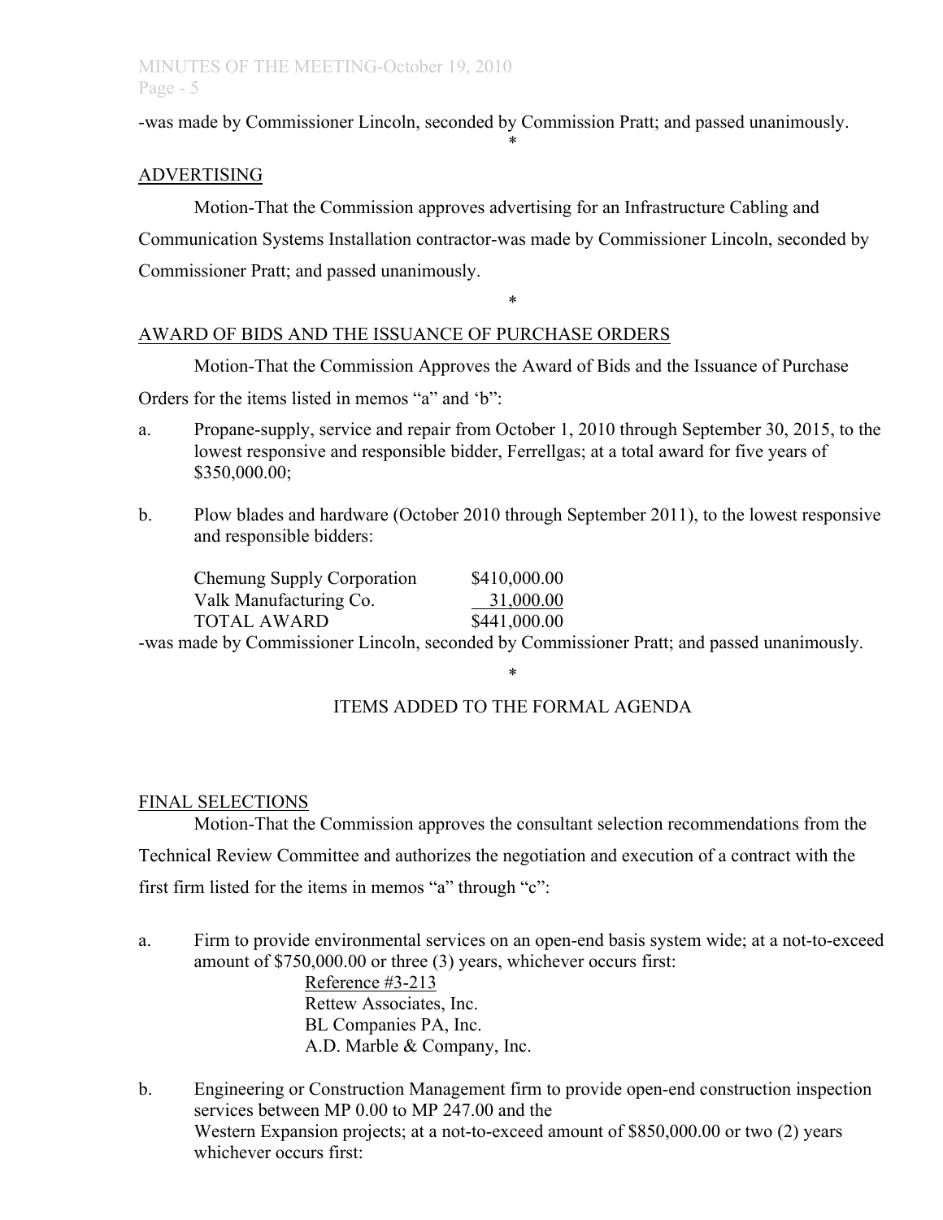-was made by Commissioner Lincoln, seconded by Commission Pratt; and passed unanimously.

\*

ADVERTISING

Motion-That the Commission approves advertising for an Infrastructure Cabling and Communication Systems Installation contractor-was made by Commissioner Lincoln, seconded by Commissioner Pratt; and passed unanimously.

\*

AWARD OF BIDS AND THE ISSUANCE OF PURCHASE ORDERS

Motion-That the Commission Approves the Award of Bids and the Issuance of Purchase Orders for the items listed in memos "a" and 'b":

a. Propane-supply, service and repair from October 1, 2010 through September 30, 2015, to the lowest responsive and responsible bidder, Ferrellgas; at a total award for five years of $350,000.00;

b. Plow blades and hardware (October 2010 through September 2011), to the lowest responsive and responsible bidders:

| | |
|---|---|
| Chemung Supply Corporation | $410,000.00 |
| Valk Manufacturing Co. | 31,000.00 |
| TOTAL AWARD | $441,000.00 |

-was made by Commissioner Lincoln, seconded by Commissioner Pratt; and passed unanimously.

\*

ITEMS ADDED TO THE FORMAL AGENDA

FINAL SELECTIONS

Motion-That the Commission approves the consultant selection recommendations from the Technical Review Committee and authorizes the negotiation and execution of a contract with the first firm listed for the items in memos "a" through "c":

a. Firm to provide environmental services on an open-end basis system wide; at a not-to-exceed amount of $750,000.00 or three (3) years, whichever occurs first:

   Reference #3-213
   Rettew Associates, Inc.
   BL Companies PA, Inc.
   A.D. Marble & Company, Inc.

b. Engineering or Construction Management firm to provide open-end construction inspection services between MP 0.00 to MP 247.00 and the Western Expansion projects; at a not-to-exceed amount of $850,000.00 or two (2) years whichever occurs first: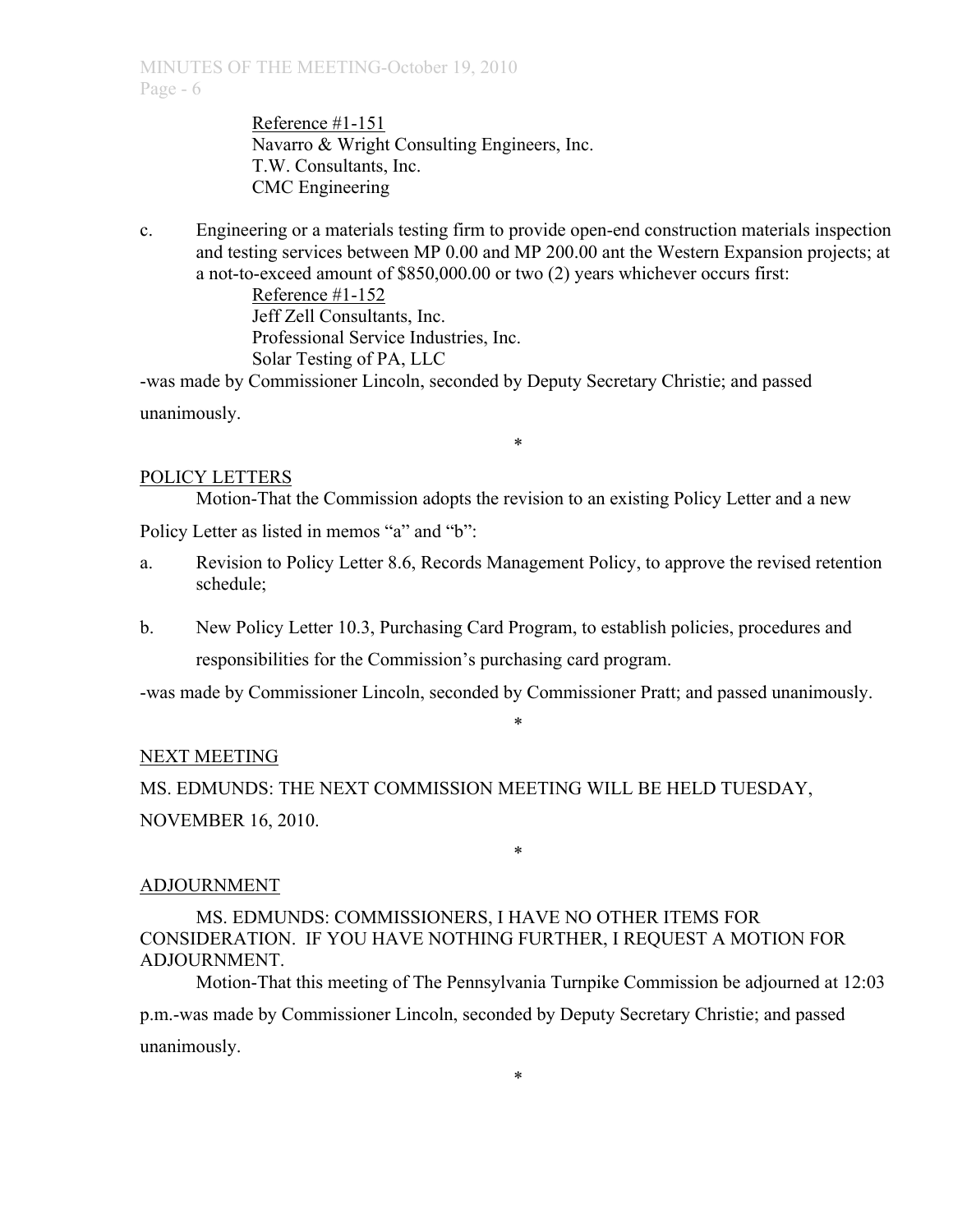Reference #1-151
Navarro & Wright Consulting Engineers, Inc.
T.W. Consultants, Inc.
CMC Engineering

c. Engineering or a materials testing firm to provide open-end construction materials inspection and testing services between MP 0.00 and MP 200.00 ant the Western Expansion projects; at a not-to-exceed amount of $850,000.00 or two (2) years whichever occurs first:

Reference #1-152
Jeff Zell Consultants, Inc.
Professional Service Industries, Inc.
Solar Testing of PA, LLC

-was made by Commissioner Lincoln, seconded by Deputy Secretary Christie; and passed unanimously.

\*

POLICY LETTERS

Motion-That the Commission adopts the revision to an existing Policy Letter and a new Policy Letter as listed in memos "a" and "b":

a. Revision to Policy Letter 8.6, Records Management Policy, to approve the revised retention schedule;

b. New Policy Letter 10.3, Purchasing Card Program, to establish policies, procedures and responsibilities for the Commission's purchasing card program.

-was made by Commissioner Lincoln, seconded by Commissioner Pratt; and passed unanimously.

\*

NEXT MEETING

MS. EDMUNDS: THE NEXT COMMISSION MEETING WILL BE HELD TUESDAY, NOVEMBER 16, 2010.

\*

ADJOURNMENT

MS. EDMUNDS: COMMISSIONERS, I HAVE NO OTHER ITEMS FOR CONSIDERATION. IF YOU HAVE NOTHING FURTHER, I REQUEST A MOTION FOR ADJOURNMENT.

Motion-That this meeting of The Pennsylvania Turnpike Commission be adjourned at 12:03 p.m.-was made by Commissioner Lincoln, seconded by Deputy Secretary Christie; and passed unanimously.

\*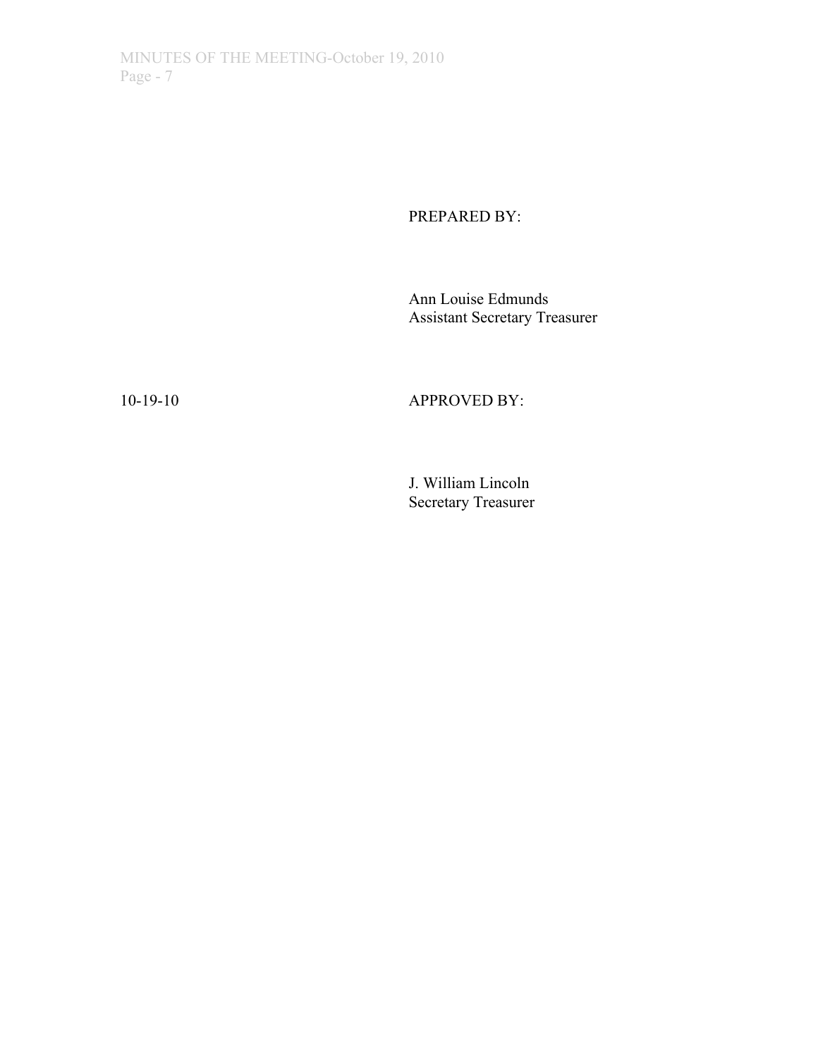PREPARED BY:

Ann Louise Edmunds
Assistant Secretary Treasurer

10-19-10

APPROVED BY:

J. William Lincoln
Secretary Treasurer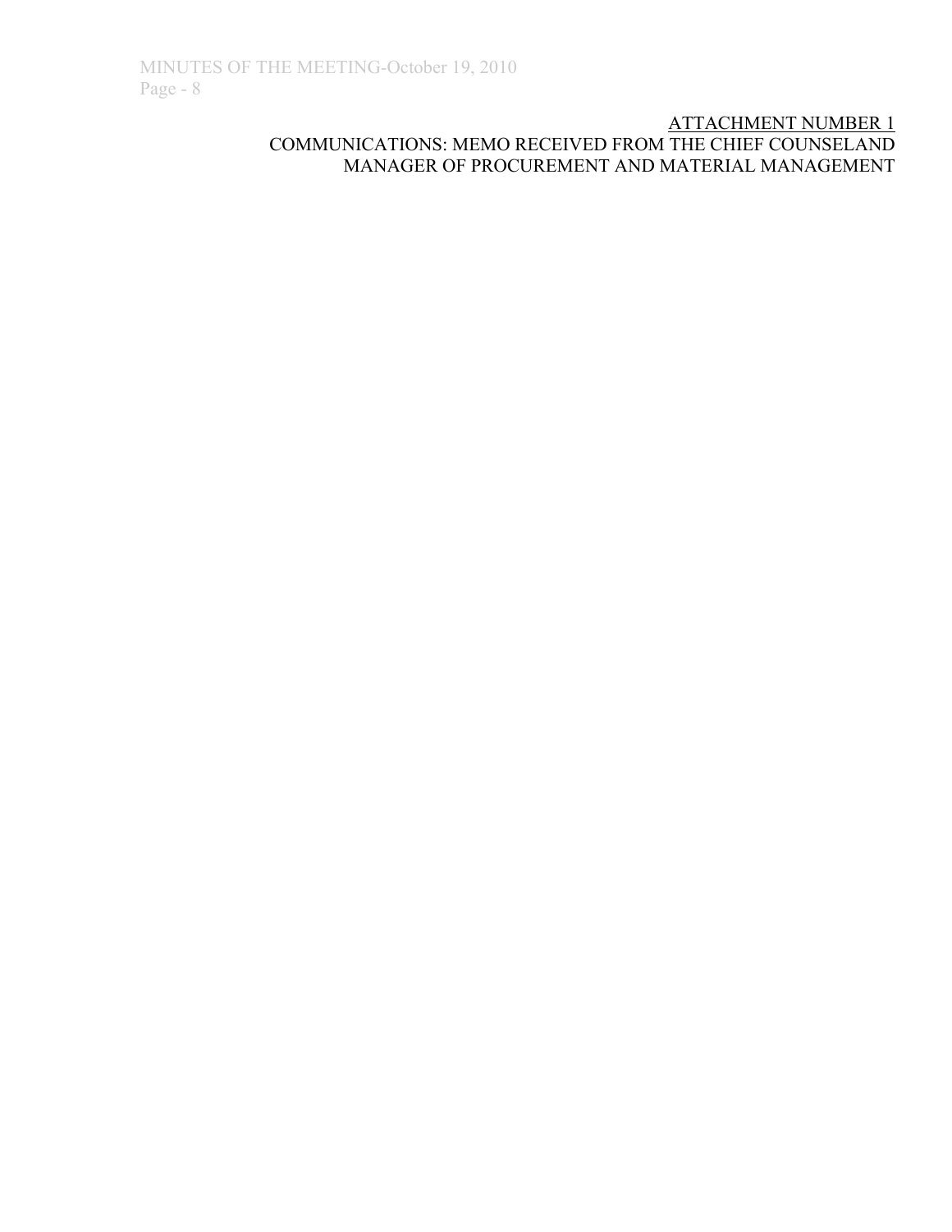<u>ATTACHMENT NUMBER 1</u>

COMMUNICATIONS: MEMO RECEIVED FROM THE CHIEF COUNSELAND MANAGER OF PROCUREMENT AND MATERIAL MANAGEMENT